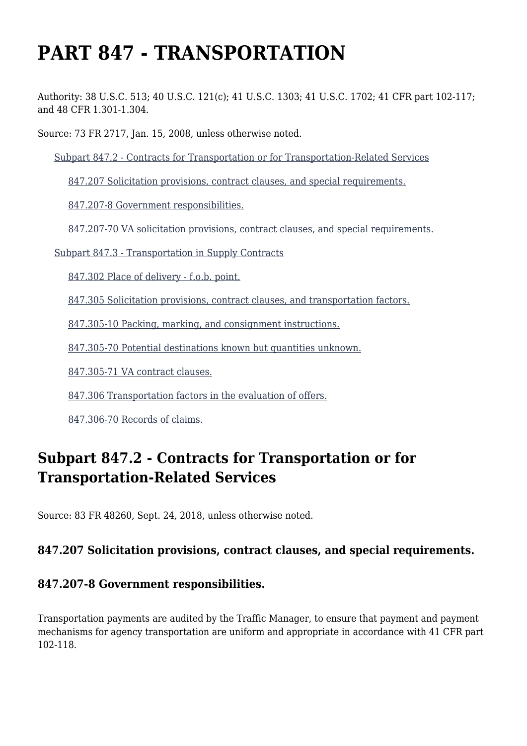# PART 847 - TRANSPORTATION

Authority: 38 U.S.C. 513; 40 U.S.C. 121(c); 41 U.S.C. 1303; 41 U.S.C. 1702; 41 CFR part 102-117; and 48 CFR 1.301-1.304.

Source: 73 FR 2717, Jan. 15, 2008, unless otherwise noted.

- Subpart 847.2 - Contracts for Transportation or for Transportation-Related Services
  - 847.207 Solicitation provisions, contract clauses, and special requirements.
  - 847.207-8 Government responsibilities.
  - 847.207-70 VA solicitation provisions, contract clauses, and special requirements.
- Subpart 847.3 - Transportation in Supply Contracts
  - 847.302 Place of delivery - f.o.b. point.
  - 847.305 Solicitation provisions, contract clauses, and transportation factors.
  - 847.305-10 Packing, marking, and consignment instructions.
  - 847.305-70 Potential destinations known but quantities unknown.
  - 847.305-71 VA contract clauses.
  - 847.306 Transportation factors in the evaluation of offers.
  - 847.306-70 Records of claims.

## Subpart 847.2 - Contracts for Transportation or for Transportation-Related Services

Source: 83 FR 48260, Sept. 24, 2018, unless otherwise noted.

### 847.207 Solicitation provisions, contract clauses, and special requirements.

### 847.207-8 Government responsibilities.

Transportation payments are audited by the Traffic Manager, to ensure that payment and payment mechanisms for agency transportation are uniform and appropriate in accordance with 41 CFR part 102-118.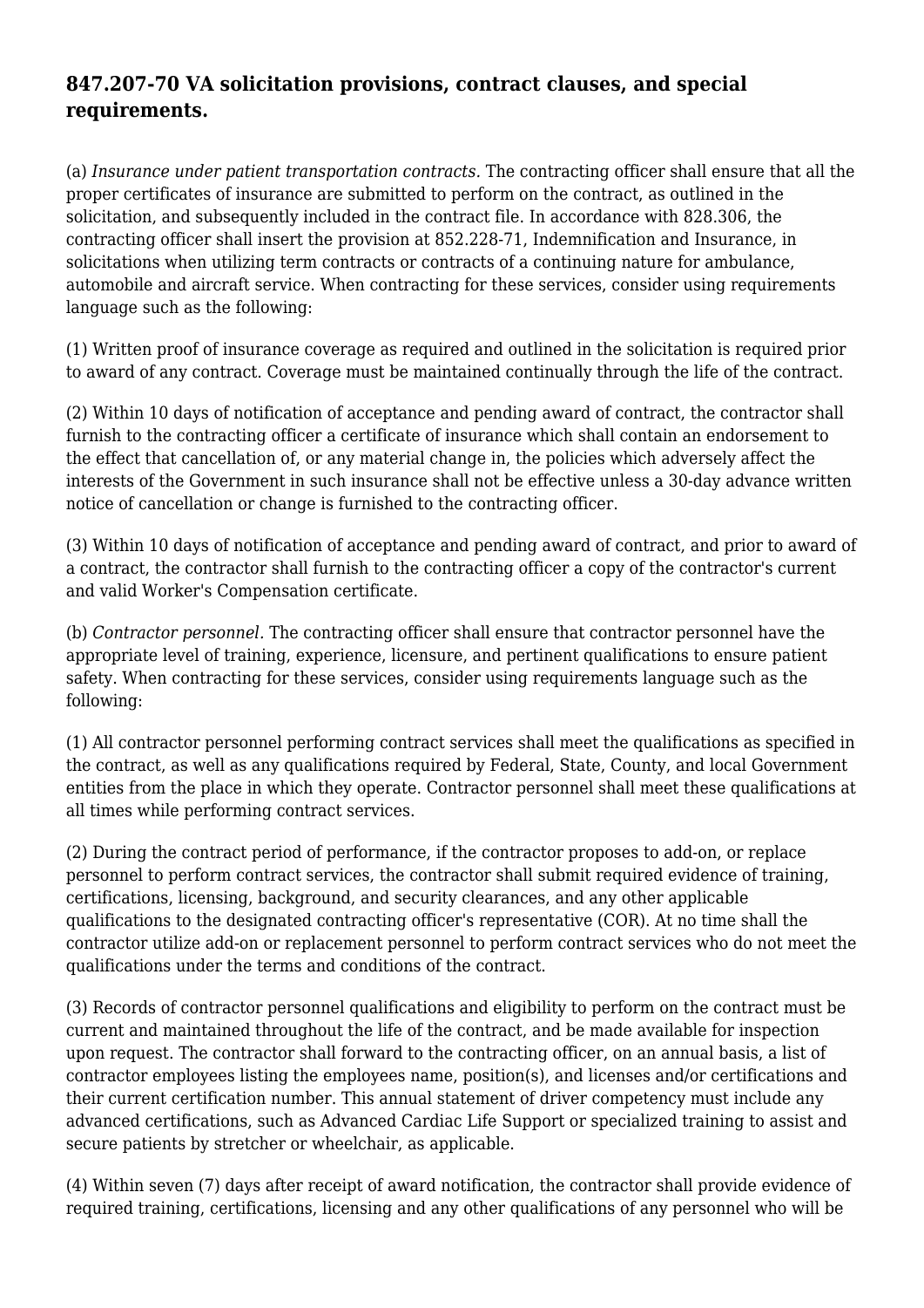## 847.207-70 VA solicitation provisions, contract clauses, and special requirements.

(a) *Insurance under patient transportation contracts.* The contracting officer shall ensure that all the proper certificates of insurance are submitted to perform on the contract, as outlined in the solicitation, and subsequently included in the contract file. In accordance with 828.306, the contracting officer shall insert the provision at 852.228-71, Indemnification and Insurance, in solicitations when utilizing term contracts or contracts of a continuing nature for ambulance, automobile and aircraft service. When contracting for these services, consider using requirements language such as the following:

(1) Written proof of insurance coverage as required and outlined in the solicitation is required prior to award of any contract. Coverage must be maintained continually through the life of the contract.

(2) Within 10 days of notification of acceptance and pending award of contract, the contractor shall furnish to the contracting officer a certificate of insurance which shall contain an endorsement to the effect that cancellation of, or any material change in, the policies which adversely affect the interests of the Government in such insurance shall not be effective unless a 30-day advance written notice of cancellation or change is furnished to the contracting officer.

(3) Within 10 days of notification of acceptance and pending award of contract, and prior to award of a contract, the contractor shall furnish to the contracting officer a copy of the contractor's current and valid Worker's Compensation certificate.

(b) *Contractor personnel.* The contracting officer shall ensure that contractor personnel have the appropriate level of training, experience, licensure, and pertinent qualifications to ensure patient safety. When contracting for these services, consider using requirements language such as the following:

(1) All contractor personnel performing contract services shall meet the qualifications as specified in the contract, as well as any qualifications required by Federal, State, County, and local Government entities from the place in which they operate. Contractor personnel shall meet these qualifications at all times while performing contract services.

(2) During the contract period of performance, if the contractor proposes to add-on, or replace personnel to perform contract services, the contractor shall submit required evidence of training, certifications, licensing, background, and security clearances, and any other applicable qualifications to the designated contracting officer's representative (COR). At no time shall the contractor utilize add-on or replacement personnel to perform contract services who do not meet the qualifications under the terms and conditions of the contract.

(3) Records of contractor personnel qualifications and eligibility to perform on the contract must be current and maintained throughout the life of the contract, and be made available for inspection upon request. The contractor shall forward to the contracting officer, on an annual basis, a list of contractor employees listing the employees name, position(s), and licenses and/or certifications and their current certification number. This annual statement of driver competency must include any advanced certifications, such as Advanced Cardiac Life Support or specialized training to assist and secure patients by stretcher or wheelchair, as applicable.

(4) Within seven (7) days after receipt of award notification, the contractor shall provide evidence of required training, certifications, licensing and any other qualifications of any personnel who will be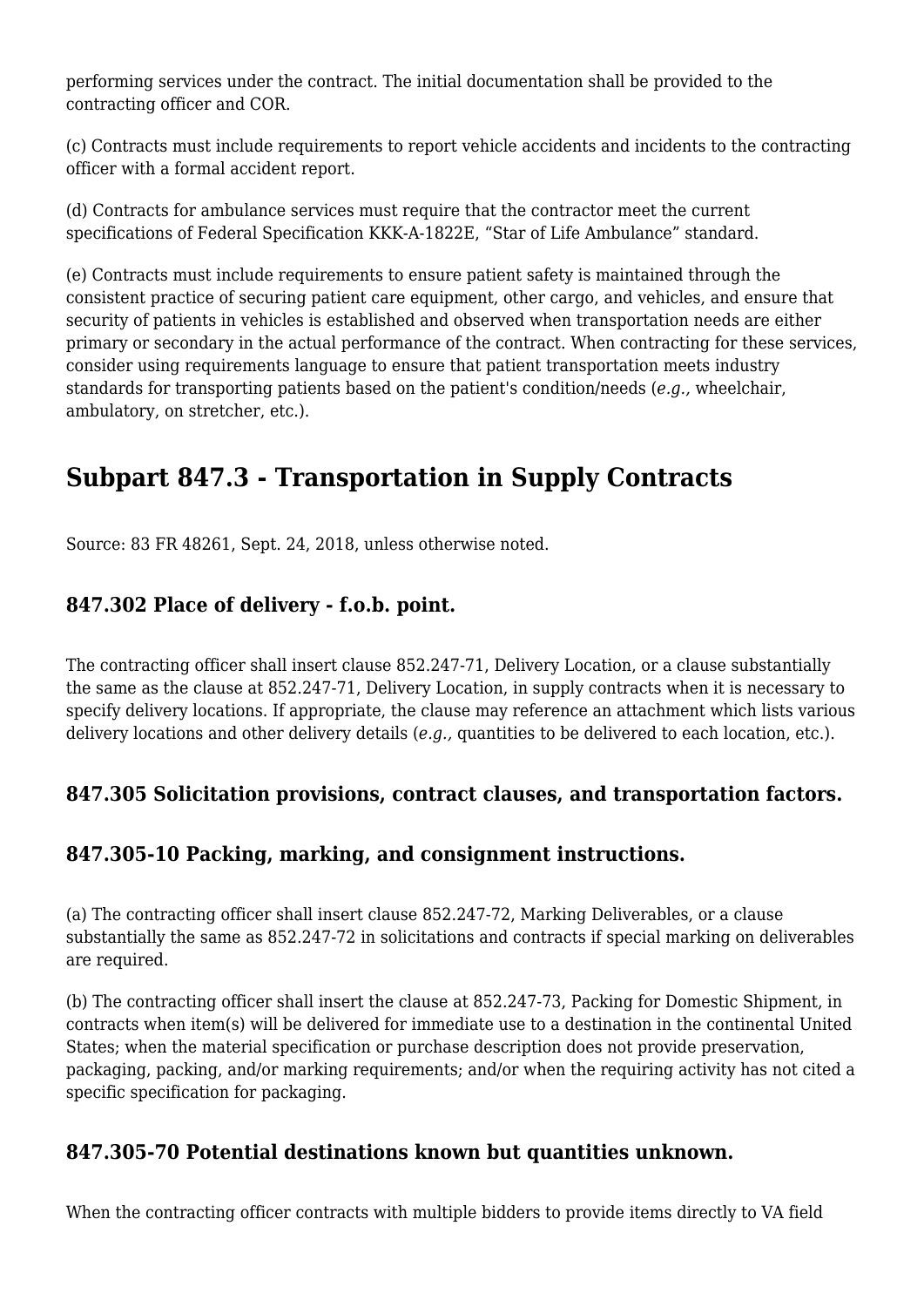performing services under the contract. The initial documentation shall be provided to the contracting officer and COR.

(c) Contracts must include requirements to report vehicle accidents and incidents to the contracting officer with a formal accident report.

(d) Contracts for ambulance services must require that the contractor meet the current specifications of Federal Specification KKK-A-1822E, “Star of Life Ambulance” standard.

(e) Contracts must include requirements to ensure patient safety is maintained through the consistent practice of securing patient care equipment, other cargo, and vehicles, and ensure that security of patients in vehicles is established and observed when transportation needs are either primary or secondary in the actual performance of the contract. When contracting for these services, consider using requirements language to ensure that patient transportation meets industry standards for transporting patients based on the patient's condition/needs (*e.g.,* wheelchair, ambulatory, on stretcher, etc.).

## Subpart 847.3 - Transportation in Supply Contracts

Source: 83 FR 48261, Sept. 24, 2018, unless otherwise noted.

### 847.302 Place of delivery - f.o.b. point.

The contracting officer shall insert clause 852.247-71, Delivery Location, or a clause substantially the same as the clause at 852.247-71, Delivery Location, in supply contracts when it is necessary to specify delivery locations. If appropriate, the clause may reference an attachment which lists various delivery locations and other delivery details (*e.g.,* quantities to be delivered to each location, etc.).

### 847.305 Solicitation provisions, contract clauses, and transportation factors.

### 847.305-10 Packing, marking, and consignment instructions.

(a) The contracting officer shall insert clause 852.247-72, Marking Deliverables, or a clause substantially the same as 852.247-72 in solicitations and contracts if special marking on deliverables are required.

(b) The contracting officer shall insert the clause at 852.247-73, Packing for Domestic Shipment, in contracts when item(s) will be delivered for immediate use to a destination in the continental United States; when the material specification or purchase description does not provide preservation, packaging, packing, and/or marking requirements; and/or when the requiring activity has not cited a specific specification for packaging.

### 847.305-70 Potential destinations known but quantities unknown.

When the contracting officer contracts with multiple bidders to provide items directly to VA field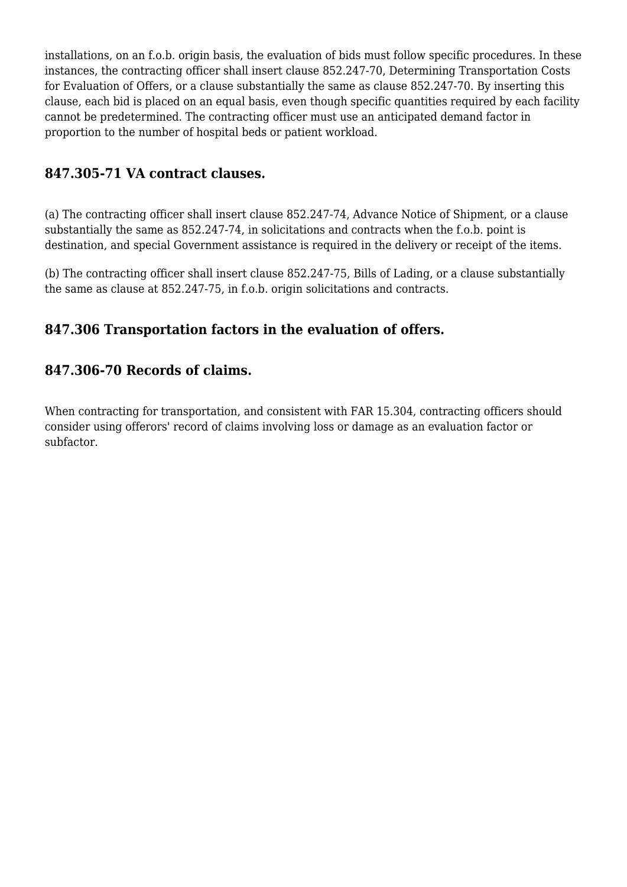installations, on an f.o.b. origin basis, the evaluation of bids must follow specific procedures. In these instances, the contracting officer shall insert clause 852.247-70, Determining Transportation Costs for Evaluation of Offers, or a clause substantially the same as clause 852.247-70. By inserting this clause, each bid is placed on an equal basis, even though specific quantities required by each facility cannot be predetermined. The contracting officer must use an anticipated demand factor in proportion to the number of hospital beds or patient workload.

## 847.305-71 VA contract clauses.

(a) The contracting officer shall insert clause 852.247-74, Advance Notice of Shipment, or a clause substantially the same as 852.247-74, in solicitations and contracts when the f.o.b. point is destination, and special Government assistance is required in the delivery or receipt of the items.

(b) The contracting officer shall insert clause 852.247-75, Bills of Lading, or a clause substantially the same as clause at 852.247-75, in f.o.b. origin solicitations and contracts.

## 847.306 Transportation factors in the evaluation of offers.

## 847.306-70 Records of claims.

When contracting for transportation, and consistent with FAR 15.304, contracting officers should consider using offerors' record of claims involving loss or damage as an evaluation factor or subfactor.